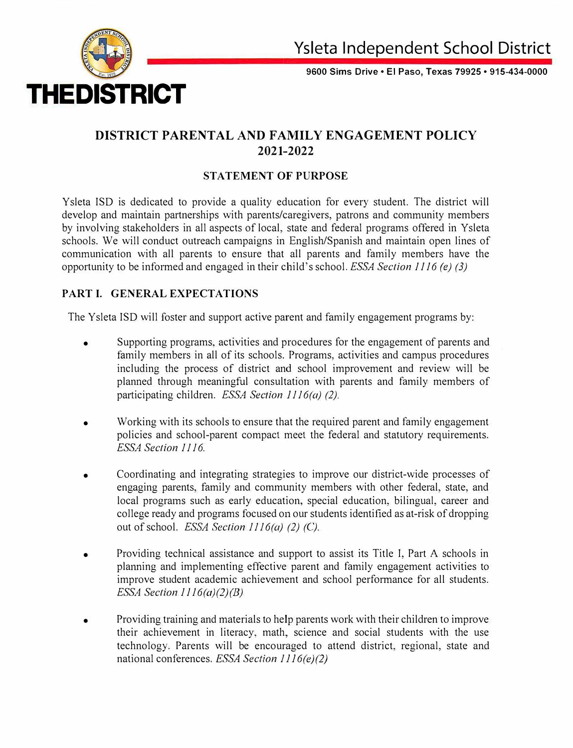# Ysleta Independent School District

9600 Sims Drive • El Paso, Texas 79925 • 915-434-0000

**THEDISTRICT**

## DISTRICT PARENTAL AND FAMILY ENGAGEMENT POLICY 2021-2022

### STATEMENT OF PURPOSE

Ysleta ISD is dedicated to provide a quality education for every student. The district will develop and maintain partnerships with parents/caregivers, patrons and community members by involving stakeholders in all aspects of local, state and federal programs offered in Ysleta schools. We will conduct outreach campaigns in English/Spanish and maintain open lines of communication with all parents to ensure that all parents and family members have the opportunity to be informed and engaged in their child's school. *ESSA Section 1116 (e) (3)*

### PART I. GENERAL EXPECTATIONS

The Ysleta ISD will foster and support active parent and family engagement programs by:

- Supporting programs, activities and procedures for the engagement of parents and family members in all of its schools. Programs, activities and campus procedures including the process of district and school improvement and review will be planned through meaningful consultation with parents and family members of participating children. *ESSA Section 1116(a) (2).*

- Working with its schools to ensure that the required parent and family engagement policies and school-parent compact meet the federal and statutory requirements. *ESSA Section 1116.*

- Coordinating and integrating strategies to improve our district-wide processes of engaging parents, family and community members with other federal, state, and local programs such as early education, special education, bilingual, career and college ready and programs focused on our students identified as at-risk of dropping out of school. *ESSA Section 1116(a) (2) (C).*

- Providing technical assistance and support to assist its Title I, Part A schools in planning and implementing effective parent and family engagement activities to improve student academic achievement and school performance for all students. *ESSA Section 1116(a)(2)(B)*

- Providing training and materials to help parents work with their children to improve their achievement in literacy, math, science and social students with the use technology. Parents will be encouraged to attend district, regional, state and national conferences. *ESSA Section 1116(e)(2)*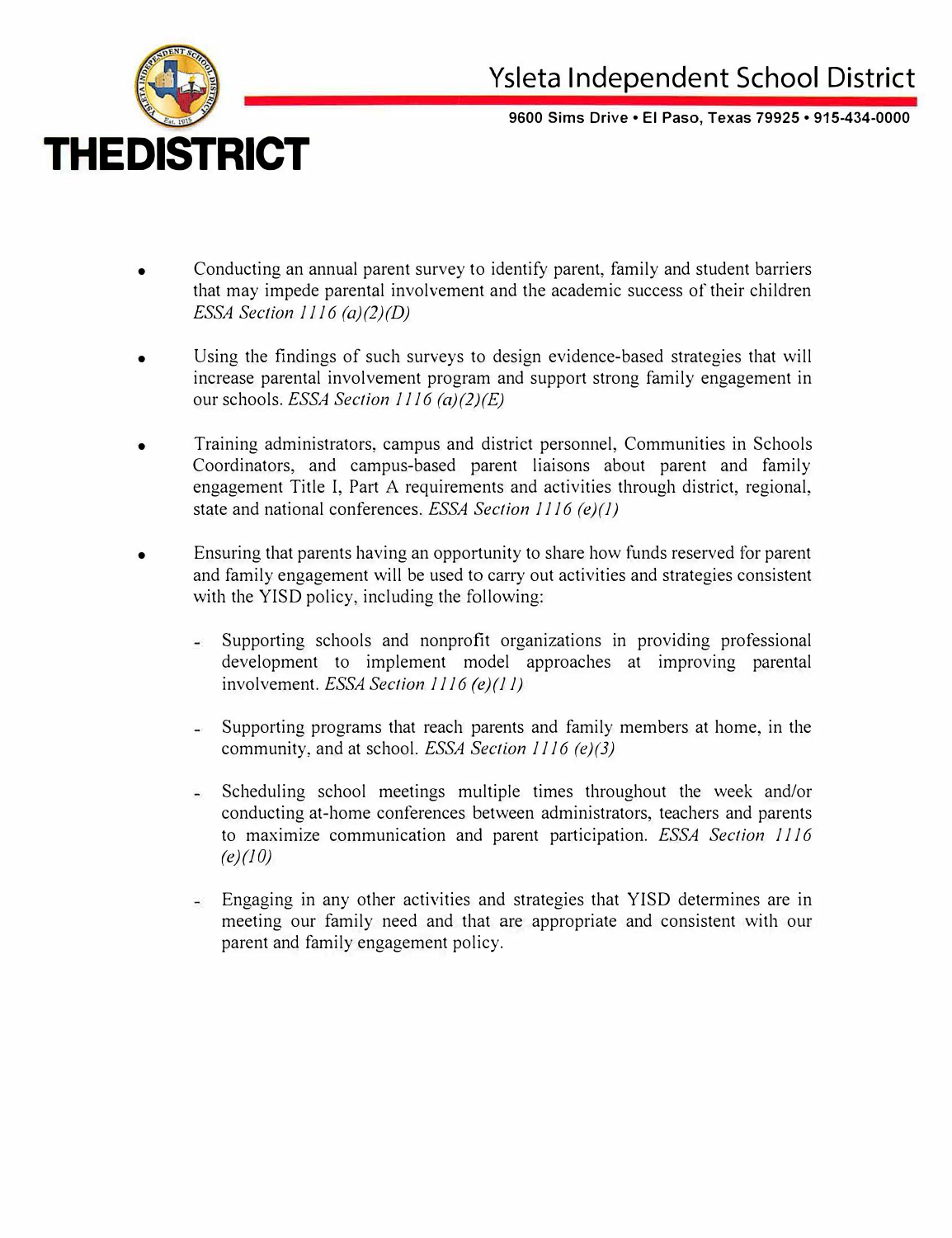- Conducting an annual parent survey to identify parent, family and student barriers that may impede parental involvement and the academic success of their children *ESSA Section 1116 (a)(2)(D)*

- Using the findings of such surveys to design evidence-based strategies that will increase parental involvement program and support strong family engagement in our schools. *ESSA Section 1116 (a)(2)(E)*

- Training administrators, campus and district personnel, Communities in Schools Coordinators, and campus-based parent liaisons about parent and family engagement Title I, Part A requirements and activities through district, regional, state and national conferences. *ESSA Section 1116 (e)(1)*

- Ensuring that parents having an opportunity to share how funds reserved for parent and family engagement will be used to carry out activities and strategies consistent with the YISD policy, including the following:

  - Supporting schools and nonprofit organizations in providing professional development to implement model approaches at improving parental involvement. *ESSA Section 1116 (e)(11)*

  - Supporting programs that reach parents and family members at home, in the community, and at school. *ESSA Section 1116 (e)(3)*

  - Scheduling school meetings multiple times throughout the week and/or conducting at-home conferences between administrators, teachers and parents to maximize communication and parent participation. *ESSA Section 1116 (e)(10)*

  - Engaging in any other activities and strategies that YISD determines are in meeting our family need and that are appropriate and consistent with our parent and family engagement policy.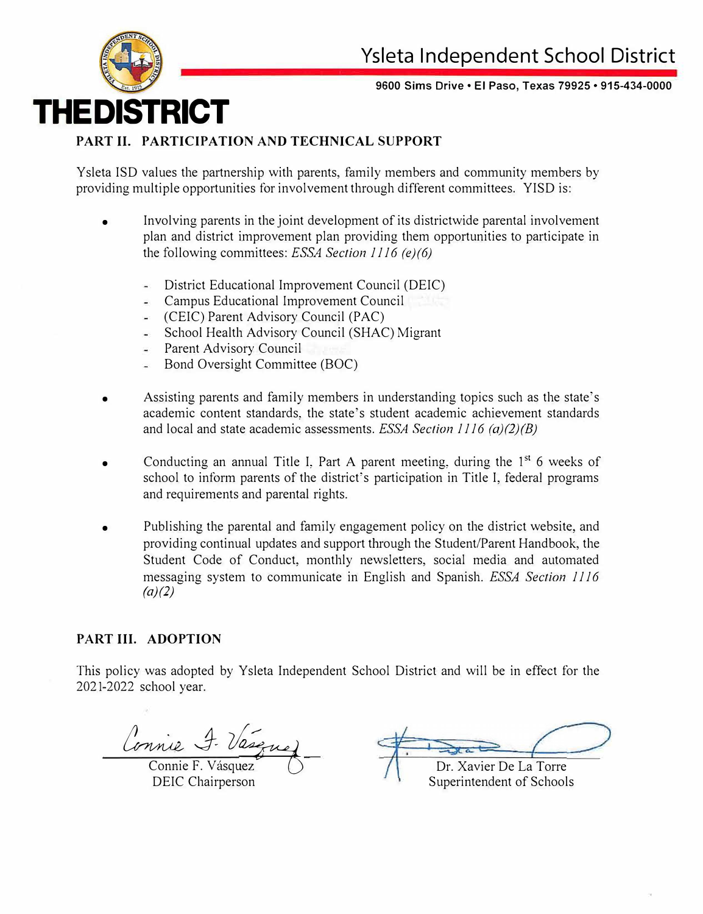Ysleta Independent School District

9600 Sims Drive • El Paso, Texas 79925 • 915-434-0000

THE DISTRICT

## PART II. PARTICIPATION AND TECHNICAL SUPPORT

Ysleta ISD values the partnership with parents, family members and community members by providing multiple opportunities for involvement through different committees. YISD is:

- Involving parents in the joint development of its districtwide parental involvement plan and district improvement plan providing them opportunities to participate in the following committees: *ESSA Section 1116 (e)(6)*
  - District Educational Improvement Council (DEIC)
  - Campus Educational Improvement Council
  - (CEIC) Parent Advisory Council (PAC)
  - School Health Advisory Council (SHAC) Migrant
  - Parent Advisory Council
  - Bond Oversight Committee (BOC)

- Assisting parents and family members in understanding topics such as the state's academic content standards, the state's student academic achievement standards and local and state academic assessments. *ESSA Section 1116 (a)(2)(B)*

- Conducting an annual Title I, Part A parent meeting, during the 1st 6 weeks of school to inform parents of the district's participation in Title I, federal programs and requirements and parental rights.

- Publishing the parental and family engagement policy on the district website, and providing continual updates and support through the Student/Parent Handbook, the Student Code of Conduct, monthly newsletters, social media and automated messaging system to communicate in English and Spanish. *ESSA Section 1116 (a)(2)*

## PART III. ADOPTION

This policy was adopted by Ysleta Independent School District and will be in effect for the 2021-2022 school year.

Connie F. Vásquez
DEIC Chairperson

Dr. Xavier De La Torre
Superintendent of Schools